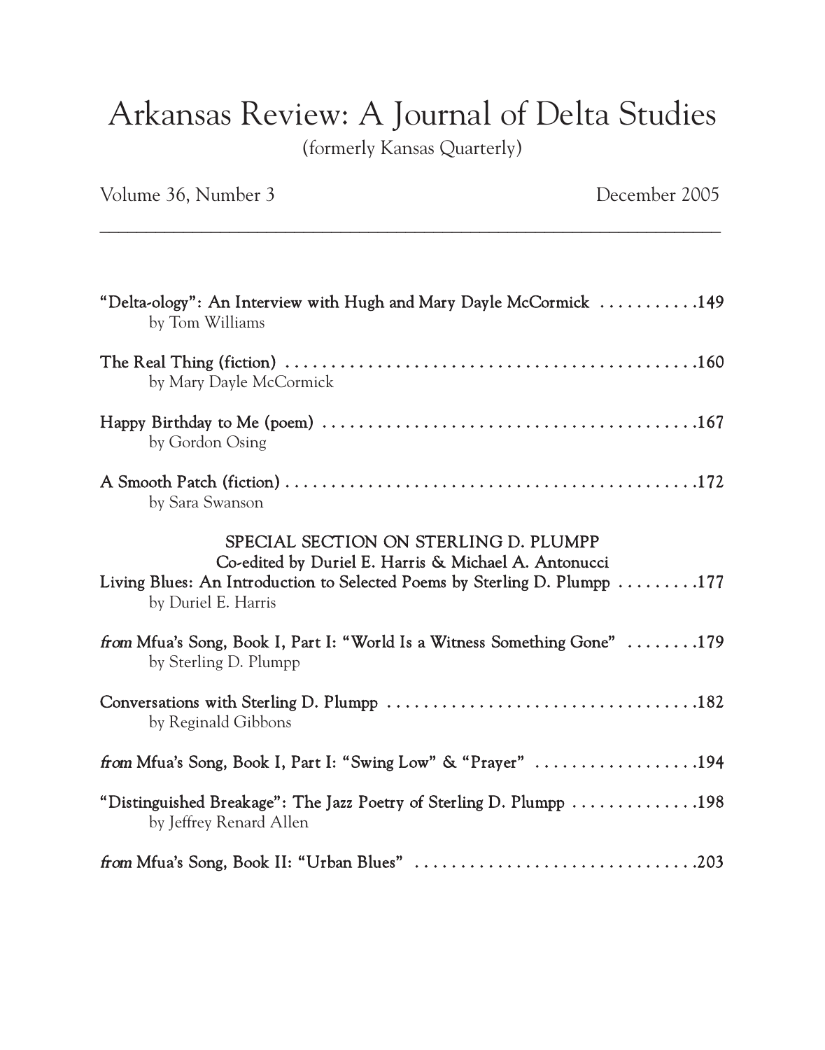# Arkansas Review: A Journal of Delta Studies

(formerly Kansas Quarterly)

Volume 36, Number 3 December 2005

---

**"Delta-ology": An Interview with Hugh and Mary Dayle McCormick** . . . . . . . . . . .149
by Tom Williams

**The Real Thing (fiction)** . . . . . . . . . . . . . . . . . . . . . . . . . . . . . . . . . . . . . . . . . . . . . .160
by Mary Dayle McCormick

**Happy Birthday to Me (poem)** . . . . . . . . . . . . . . . . . . . . . . . . . . . . . . . . . . . . . . . . . .167
by Gordon Osing

**A Smooth Patch (fiction)** . . . . . . . . . . . . . . . . . . . . . . . . . . . . . . . . . . . . . . . . . . . . . .172
by Sara Swanson

## SPECIAL SECTION ON STERLING D. PLUMPP

**Co-edited by Duriel E. Harris & Michael A. Antonucci**

**Living Blues: An Introduction to Selected Poems by Sterling D. Plumpp** . . . . . . . . .177
by Duriel E. Harris

***from* Mfua's Song, Book I, Part I: "World Is a Witness Something Gone"** . . . . . . . .179
by Sterling D. Plumpp

**Conversations with Sterling D. Plumpp** . . . . . . . . . . . . . . . . . . . . . . . . . . . . . . . . . .182
by Reginald Gibbons

***from* Mfua's Song, Book I, Part I: "Swing Low" & "Prayer"** . . . . . . . . . . . . . . . . . .194

**"Distinguished Breakage": The Jazz Poetry of Sterling D. Plumpp** . . . . . . . . . . . . . .198
by Jeffrey Renard Allen

***from* Mfua's Song, Book II: "Urban Blues"** . . . . . . . . . . . . . . . . . . . . . . . . . . . . . . .203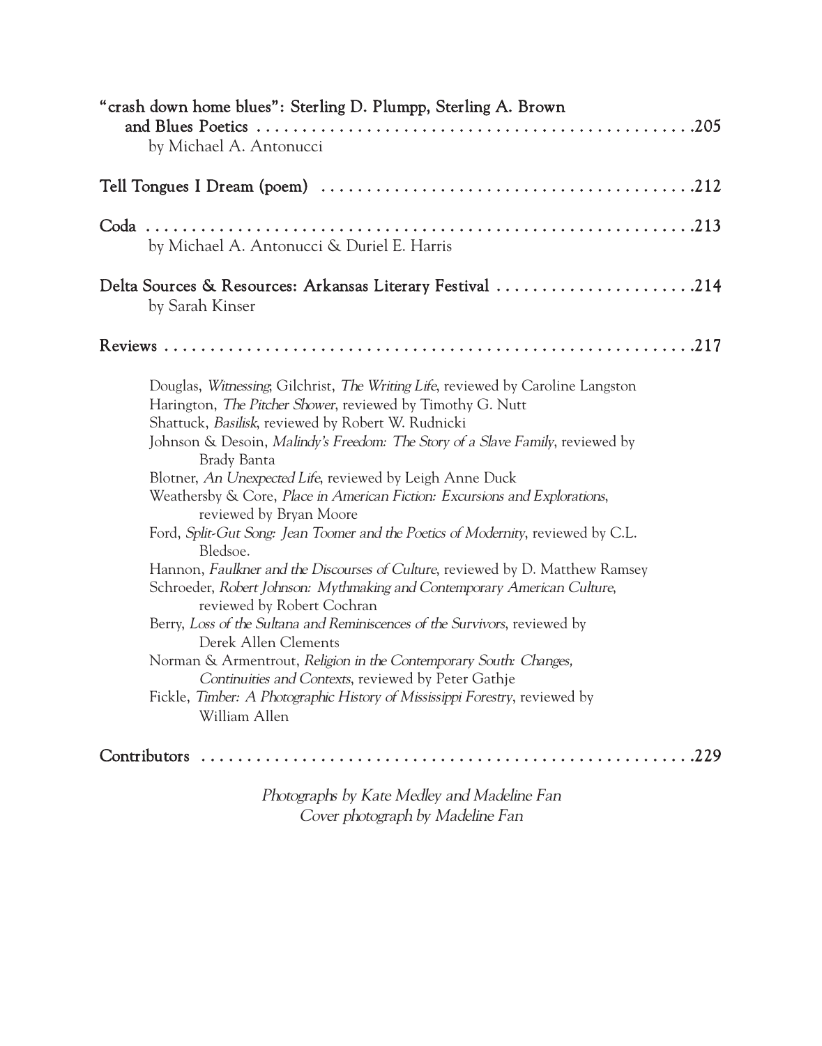"crash down home blues": Sterling D. Plumpp, Sterling A. Brown and Blues Poetics . . . . . . . . . . . . . . . . . . . . . . . . . . . . . . . . . . . . . . . . . . . . . . . . .205
by Michael A. Antonucci

Tell Tongues I Dream (poem) . . . . . . . . . . . . . . . . . . . . . . . . . . . . . . . . . . . . . . . . .212

Coda . . . . . . . . . . . . . . . . . . . . . . . . . . . . . . . . . . . . . . . . . . . . . . . . . . . . . . . . . . .213
by Michael A. Antonucci & Duriel E. Harris

Delta Sources & Resources: Arkansas Literary Festival . . . . . . . . . . . . . . . . . . . . . .214
by Sarah Kinser

Reviews . . . . . . . . . . . . . . . . . . . . . . . . . . . . . . . . . . . . . . . . . . . . . . . . . . . . . . . . .217

Douglas, *Witnessing*; Gilchrist, *The Writing Life*, reviewed by Caroline Langston
Harington, *The Pitcher Shower*, reviewed by Timothy G. Nutt
Shattuck, *Basilisk*, reviewed by Robert W. Rudnicki
Johnson & Desoin, *Malindy's Freedom: The Story of a Slave Family*, reviewed by Brady Banta
Blotner, *An Unexpected Life*, reviewed by Leigh Anne Duck
Weathersby & Core, *Place in American Fiction: Excursions and Explorations*, reviewed by Bryan Moore
Ford, *Split-Gut Song: Jean Toomer and the Poetics of Modernity*, reviewed by C.L. Bledsoe.
Hannon, *Faulkner and the Discourses of Culture*, reviewed by D. Matthew Ramsey
Schroeder, *Robert Johnson: Mythmaking and Contemporary American Culture*, reviewed by Robert Cochran
Berry, *Loss of the Sultana and Reminiscences of the Survivors*, reviewed by Derek Allen Clements
Norman & Armentrout, *Religion in the Contemporary South: Changes, Continuities and Contexts*, reviewed by Peter Gathje
Fickle, *Timber: A Photographic History of Mississippi Forestry*, reviewed by William Allen

Contributors . . . . . . . . . . . . . . . . . . . . . . . . . . . . . . . . . . . . . . . . . . . . . . . . . . . . .229

*Photographs by Kate Medley and Madeline Fan*
*Cover photograph by Madeline Fan*